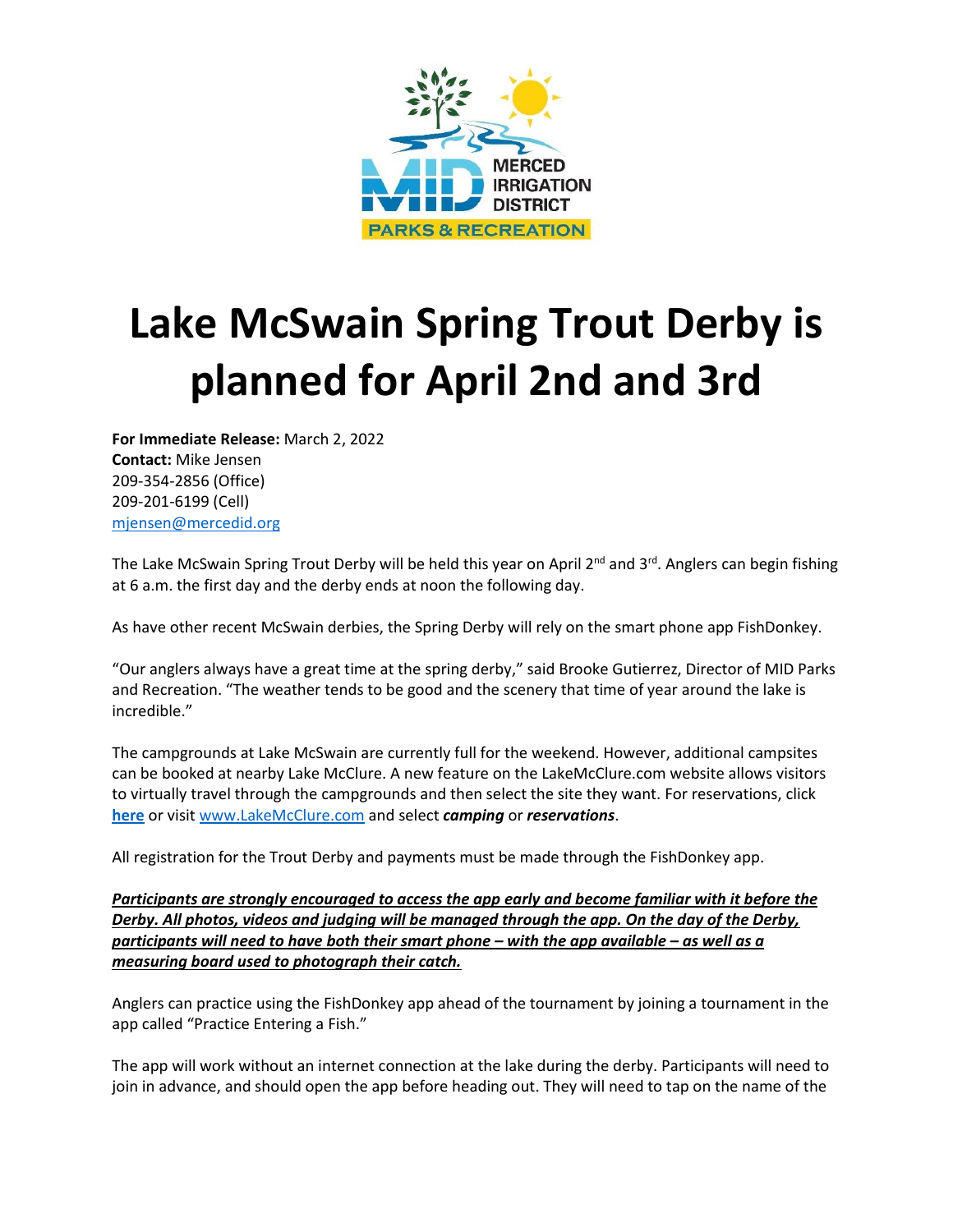MERCED IRRIGATION DISTRICT
PARKS & RECREATION

# Lake McSwain Spring Trout Derby is planned for April 2nd and 3rd

**For Immediate Release:** March 2, 2022
**Contact:** Mike Jensen
209-354-2856 (Office)
209-201-6199 (Cell)
mjensen@mercedid.org

The Lake McSwain Spring Trout Derby will be held this year on April 2nd and 3rd. Anglers can begin fishing at 6 a.m. the first day and the derby ends at noon the following day.

As have other recent McSwain derbies, the Spring Derby will rely on the smart phone app FishDonkey.

"Our anglers always have a great time at the spring derby," said Brooke Gutierrez, Director of MID Parks and Recreation. "The weather tends to be good and the scenery that time of year around the lake is incredible."

The campgrounds at Lake McSwain are currently full for the weekend. However, additional campsites can be booked at nearby Lake McClure. A new feature on the LakeMcClure.com website allows visitors to virtually travel through the campgrounds and then select the site they want. For reservations, click **here** or visit www.LakeMcClure.com and select ***camping*** or ***reservations***.

All registration for the Trout Derby and payments must be made through the FishDonkey app.

***Participants are strongly encouraged to access the app early and become familiar with it before the Derby. All photos, videos and judging will be managed through the app. On the day of the Derby, participants will need to have both their smart phone – with the app available – as well as a measuring board used to photograph their catch.***

Anglers can practice using the FishDonkey app ahead of the tournament by joining a tournament in the app called "Practice Entering a Fish."

The app will work without an internet connection at the lake during the derby. Participants will need to join in advance, and should open the app before heading out. They will need to tap on the name of the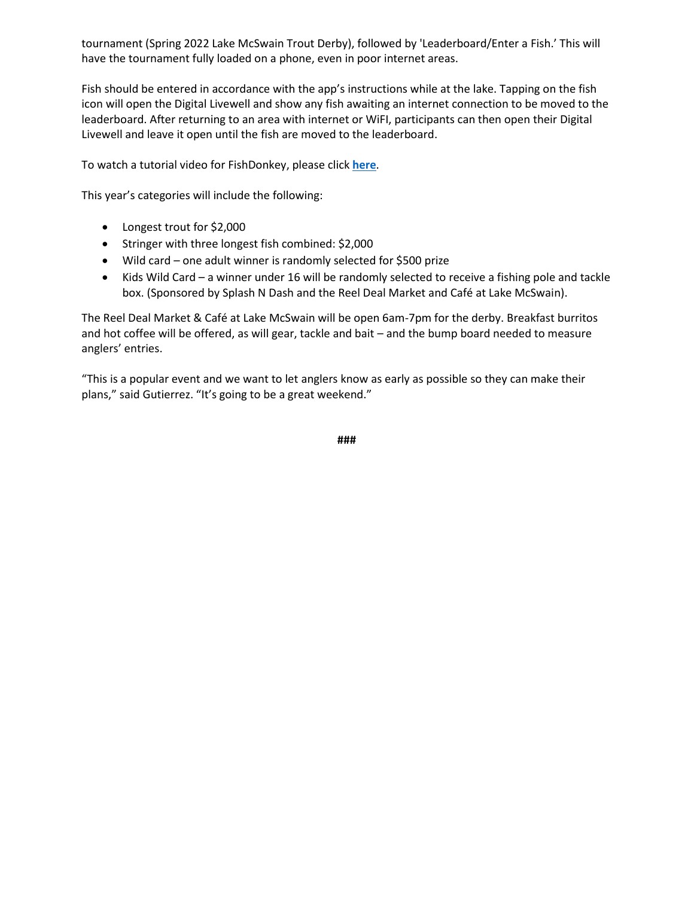tournament (Spring 2022 Lake McSwain Trout Derby), followed by 'Leaderboard/Enter a Fish.' This will have the tournament fully loaded on a phone, even in poor internet areas.

Fish should be entered in accordance with the app's instructions while at the lake. Tapping on the fish icon will open the Digital Livewell and show any fish awaiting an internet connection to be moved to the leaderboard. After returning to an area with internet or WiFI, participants can then open their Digital Livewell and leave it open until the fish are moved to the leaderboard.

To watch a tutorial video for FishDonkey, please click **here**.

This year's categories will include the following:

- Longest trout for $2,000
- Stringer with three longest fish combined: $2,000
- Wild card – one adult winner is randomly selected for $500 prize
- Kids Wild Card – a winner under 16 will be randomly selected to receive a fishing pole and tackle box. (Sponsored by Splash N Dash and the Reel Deal Market and Café at Lake McSwain).

The Reel Deal Market & Café at Lake McSwain will be open 6am-7pm for the derby. Breakfast burritos and hot coffee will be offered, as will gear, tackle and bait – and the bump board needed to measure anglers' entries.

"This is a popular event and we want to let anglers know as early as possible so they can make their plans," said Gutierrez. "It's going to be a great weekend."

**###**